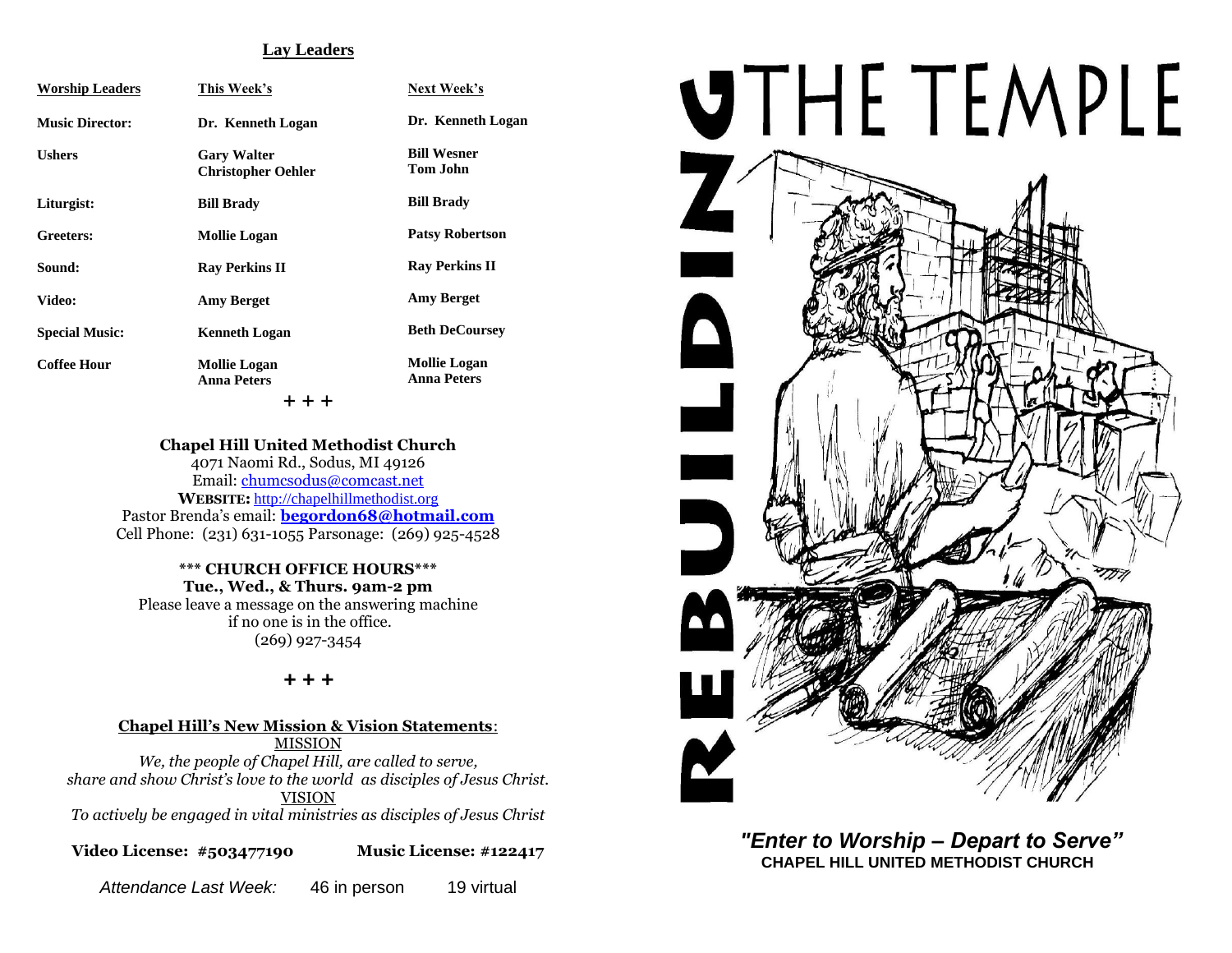## Lay Leaders

| Worship Leaders | This Week's | Next Week's |
|---|---|---|
| **Music Director:** | **Dr. Kenneth Logan** | **Dr. Kenneth Logan** |
| **Ushers** | **Gary Walter**<br>**Christopher Oehler** | **Bill Wesner**<br>**Tom John** |
| **Liturgist:** | **Bill Brady** | **Bill Brady** |
| **Greeters:** | **Mollie Logan** | **Patsy Robertson** |
| **Sound:** | **Ray Perkins II** | **Ray Perkins II** |
| **Video:** | **Amy Berget** | **Amy Berget** |
| **Special Music:** | **Kenneth Logan** | **Beth DeCoursey** |
| **Coffee Hour** | **Mollie Logan**<br>**Anna Peters** | **Mollie Logan**<br>**Anna Peters** |

+ + +

**Chapel Hill United Methodist Church**
4071 Naomi Rd., Sodus, MI 49126
Email: chumcsodus@comcast.net
**WEBSITE:** http://chapelhillmethodist.org
Pastor Brenda's email: **begordon68@hotmail.com**
Cell Phone: (231) 631-1055 Parsonage: (269) 925-4528

**\*\*\* CHURCH OFFICE HOURS\*\*\***
**Tue., Wed., & Thurs. 9am-2 pm**
Please leave a message on the answering machine if no one is in the office.
(269) 927-3454

+ + +

**Chapel Hill's New Mission & Vision Statements**:

MISSION

*We, the people of Chapel Hill, are called to serve, share and show Christ's love to the world as disciples of Jesus Christ.*

VISION

*To actively be engaged in vital ministries as disciples of Jesus Christ*

**Video License: #503477190** **Music License: #122417**

*Attendance Last Week:* 46 in person 19 virtual

# REBUILDING THE TEMPLE

***"Enter to Worship – Depart to Serve"***

**CHAPEL HILL UNITED METHODIST CHURCH**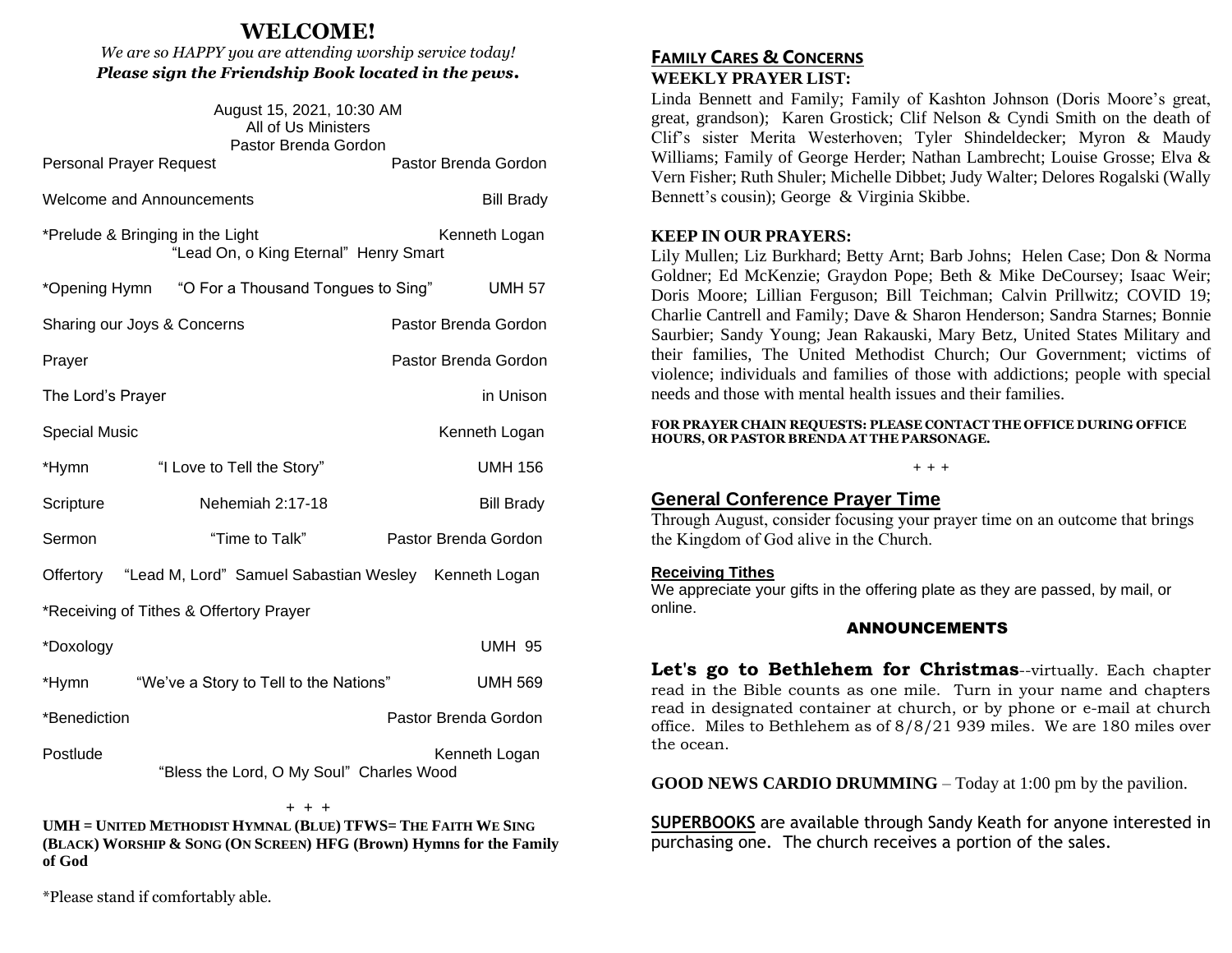# WELCOME!

*We are so HAPPY you are attending worship service today!*
***Please sign the Friendship Book located in the pews.***

August 15, 2021, 10:30 AM
All of Us Ministers
Pastor Brenda Gordon

| | | |
|---|---|---|
| Personal Prayer Request | | Pastor Brenda Gordon |
| Welcome and Announcements | | Bill Brady |
| *Prelude & Bringing in the Light | "Lead On, o King Eternal" Henry Smart | Kenneth Logan |
| *Opening Hymn | "O For a Thousand Tongues to Sing" | UMH 57 |
| Sharing our Joys & Concerns | | Pastor Brenda Gordon |
| Prayer | | Pastor Brenda Gordon |
| The Lord's Prayer | | in Unison |
| Special Music | | Kenneth Logan |
| *Hymn | "I Love to Tell the Story" | UMH 156 |
| Scripture | Nehemiah 2:17-18 | Bill Brady |
| Sermon | "Time to Talk" | Pastor Brenda Gordon |
| Offertory | "Lead M, Lord" Samuel Sebastian Wesley | Kenneth Logan |
| *Receiving of Tithes & Offertory Prayer | | |
| *Doxology | | UMH 95 |
| *Hymn | "We've a Story to Tell to the Nations" | UMH 569 |
| *Benediction | | Pastor Brenda Gordon |
| Postlude | "Bless the Lord, O My Soul" Charles Wood | Kenneth Logan |

+ + +

**UMH = UNITED METHODIST HYMNAL (BLUE) TFWS= THE FAITH WE SING (BLACK) WORSHIP & SONG (ON SCREEN) HFG (Brown) Hymns for the Family of God**

*Please stand if comfortably able.

## FAMILY CARES & CONCERNS

**WEEKLY PRAYER LIST:**

Linda Bennett and Family; Family of Kashton Johnson (Doris Moore's great, great, grandson); Karen Grostick; Clif Nelson & Cyndi Smith on the death of Clif's sister Merita Westerhoven; Tyler Shindeldecker; Myron & Maudy Williams; Family of George Herder; Nathan Lambrecht; Louise Grosse; Elva & Vern Fisher; Ruth Shuler; Michelle Dibbet; Judy Walter; Delores Rogalski (Wally Bennett's cousin); George & Virginia Skibbe.

**KEEP IN OUR PRAYERS:**

Lily Mullen; Liz Burkhard; Betty Arnt; Barb Johns; Helen Case; Don & Norma Goldner; Ed McKenzie; Graydon Pope; Beth & Mike DeCoursey; Isaac Weir; Doris Moore; Lillian Ferguson; Bill Teichman; Calvin Prillwitz; COVID 19; Charlie Cantrell and Family; Dave & Sharon Henderson; Sandra Starnes; Bonnie Saurbier; Sandy Young; Jean Rakauski, Mary Betz, United States Military and their families, The United Methodist Church; Our Government; victims of violence; individuals and families of those with addictions; people with special needs and those with mental health issues and their families.

**FOR PRAYER CHAIN REQUESTS: PLEASE CONTACT THE OFFICE DURING OFFICE HOURS, OR PASTOR BRENDA AT THE PARSONAGE.**

+ + +

## General Conference Prayer Time

Through August, consider focusing your prayer time on an outcome that brings the Kingdom of God alive in the Church.

**Receiving Tithes**

We appreciate your gifts in the offering plate as they are passed, by mail, or online.

### ANNOUNCEMENTS

**Let's go to Bethlehem for Christmas**--virtually. Each chapter read in the Bible counts as one mile. Turn in your name and chapters read in designated container at church, or by phone or e-mail at church office. Miles to Bethlehem as of 8/8/21 939 miles. We are 180 miles over the ocean.

**GOOD NEWS CARDIO DRUMMING** – Today at 1:00 pm by the pavilion.

**SUPERBOOKS** are available through Sandy Keath for anyone interested in purchasing one. The church receives a portion of the sales.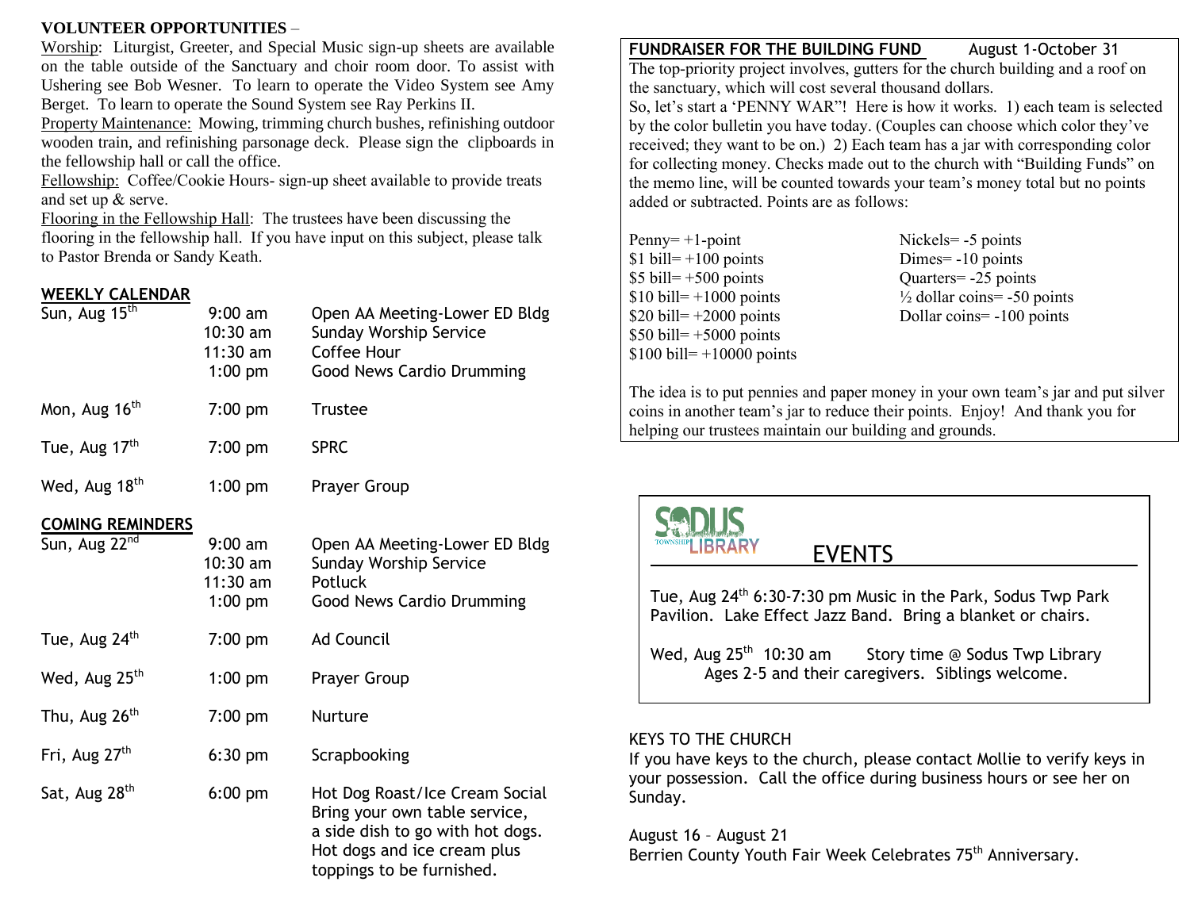**VOLUNTEER OPPORTUNITIES** –

Worship: Liturgist, Greeter, and Special Music sign-up sheets are available on the table outside of the Sanctuary and choir room door. To assist with Ushering see Bob Wesner. To learn to operate the Video System see Amy Berget. To learn to operate the Sound System see Ray Perkins II.

Property Maintenance: Mowing, trimming church bushes, refinishing outdoor wooden train, and refinishing parsonage deck. Please sign the clipboards in the fellowship hall or call the office.

Fellowship: Coffee/Cookie Hours- sign-up sheet available to provide treats and set up & serve.

Flooring in the Fellowship Hall: The trustees have been discussing the flooring in the fellowship hall. If you have input on this subject, please talk to Pastor Brenda or Sandy Keath.

## WEEKLY CALENDAR

| | | |
|---|---|---|
| Sun, Aug 15th | 9:00 am | Open AA Meeting-Lower ED Bldg |
| | 10:30 am | Sunday Worship Service |
| | 11:30 am | Coffee Hour |
| | 1:00 pm | Good News Cardio Drumming |
| Mon, Aug 16th | 7:00 pm | Trustee |
| Tue, Aug 17th | 7:00 pm | SPRC |
| Wed, Aug 18th | 1:00 pm | Prayer Group |

## COMING REMINDERS

| | | |
|---|---|---|
| Sun, Aug 22nd | 9:00 am | Open AA Meeting-Lower ED Bldg |
| | 10:30 am | Sunday Worship Service |
| | 11:30 am | Potluck |
| | 1:00 pm | Good News Cardio Drumming |
| Tue, Aug 24th | 7:00 pm | Ad Council |
| Wed, Aug 25th | 1:00 pm | Prayer Group |
| Thu, Aug 26th | 7:00 pm | Nurture |
| Fri, Aug 27th | 6:30 pm | Scrapbooking |
| Sat, Aug 28th | 6:00 pm | Hot Dog Roast/Ice Cream Social Bring your own table service, a side dish to go with hot dogs. Hot dogs and ice cream plus toppings to be furnished. |

## FUNDRAISER FOR THE BUILDING FUND — August 1-October 31

The top-priority project involves, gutters for the church building and a roof on the sanctuary, which will cost several thousand dollars.

So, let's start a 'PENNY WAR"! Here is how it works. 1) each team is selected by the color bulletin you have today. (Couples can choose which color they've received; they want to be on.) 2) Each team has a jar with corresponding color for collecting money. Checks made out to the church with "Building Funds" on the memo line, will be counted towards your team's money total but no points added or subtracted. Points are as follows:

| | |
|---|---|
| Penny= +1-point | Nickels= -5 points |
| $1 bill= +100 points | Dimes= -10 points |
| $5 bill= +500 points | Quarters= -25 points |
| $10 bill= +1000 points | ½ dollar coins= -50 points |
| $20 bill= +2000 points | Dollar coins= -100 points |
| $50 bill= +5000 points | |
| $100 bill= +10000 points | |

The idea is to put pennies and paper money in your own team's jar and put silver coins in another team's jar to reduce their points. Enjoy! And thank you for helping our trustees maintain our building and grounds.

## SODUS TOWNSHIP LIBRARY EVENTS

Tue, Aug 24th 6:30-7:30 pm Music in the Park, Sodus Twp Park Pavilion. Lake Effect Jazz Band. Bring a blanket or chairs.

Wed, Aug 25th 10:30 am Story time @ Sodus Twp Library Ages 2-5 and their caregivers. Siblings welcome.

KEYS TO THE CHURCH

If you have keys to the church, please contact Mollie to verify keys in your possession. Call the office during business hours or see her on Sunday.

August 16 – August 21

Berrien County Youth Fair Week Celebrates 75th Anniversary.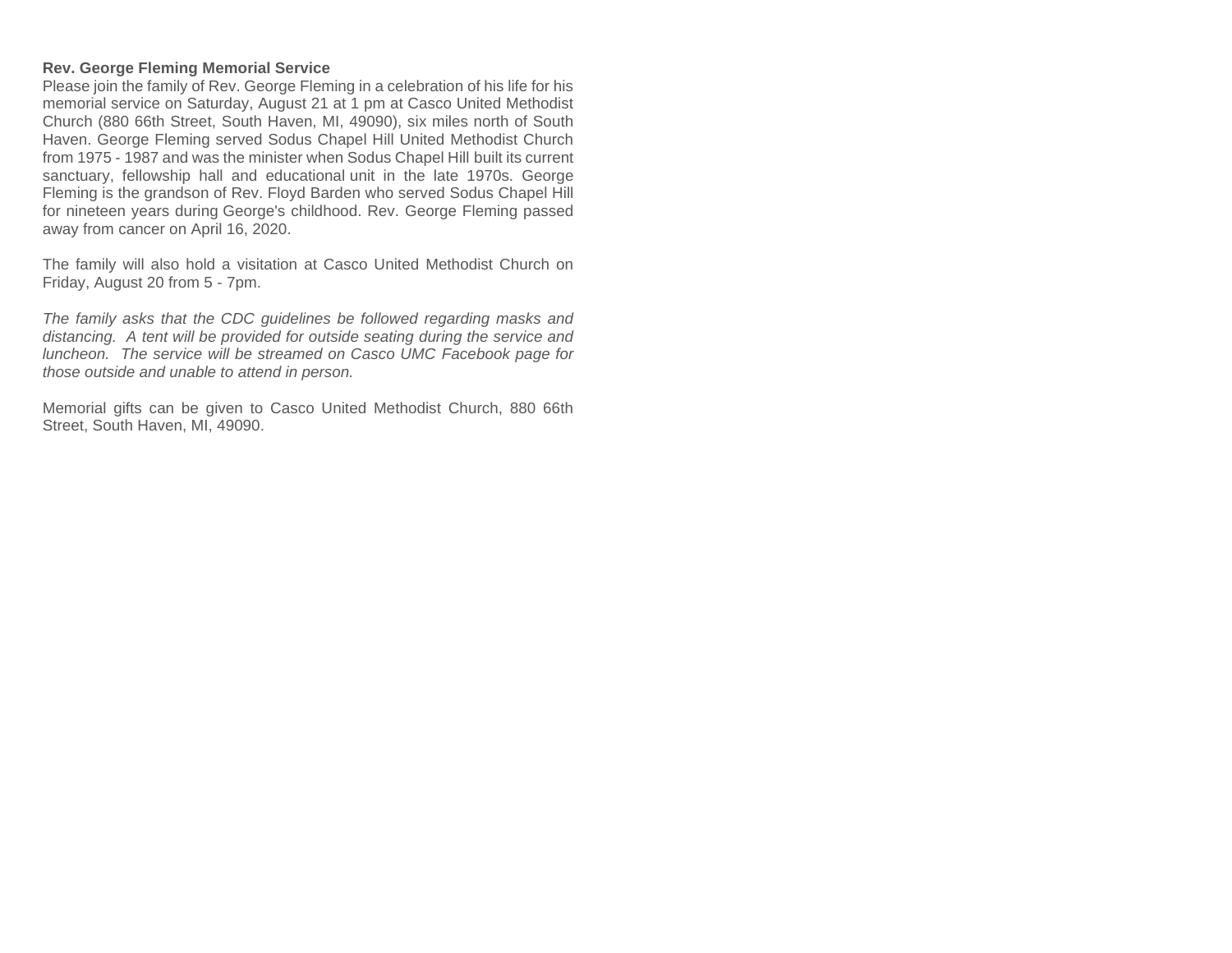**Rev. George Fleming Memorial Service**

Please join the family of Rev. George Fleming in a celebration of his life for his memorial service on Saturday, August 21 at 1 pm at Casco United Methodist Church (880 66th Street, South Haven, MI, 49090), six miles north of South Haven. George Fleming served Sodus Chapel Hill United Methodist Church from 1975 - 1987 and was the minister when Sodus Chapel Hill built its current sanctuary, fellowship hall and educational unit in the late 1970s. George Fleming is the grandson of Rev. Floyd Barden who served Sodus Chapel Hill for nineteen years during George's childhood. Rev. George Fleming passed away from cancer on April 16, 2020.

The family will also hold a visitation at Casco United Methodist Church on Friday, August 20 from 5 - 7pm.

*The family asks that the CDC guidelines be followed regarding masks and distancing. A tent will be provided for outside seating during the service and luncheon. The service will be streamed on Casco UMC Facebook page for those outside and unable to attend in person.*

Memorial gifts can be given to Casco United Methodist Church, 880 66th Street, South Haven, MI, 49090.